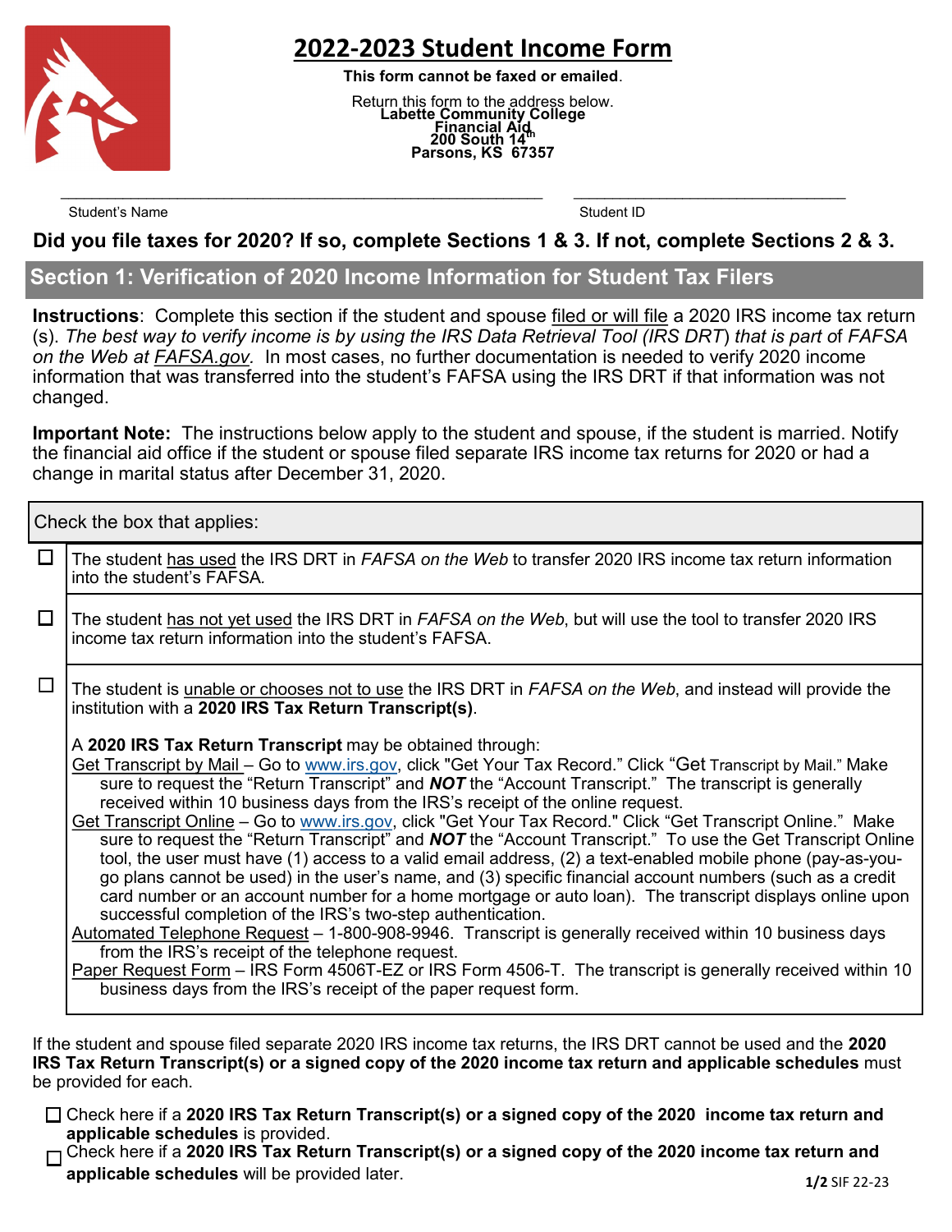# 2022-2023 Student Income Form

**This form cannot be faxed or emailed.**

Return this form to the address below.
**Labette Community College**
**Financial Aid**
**200 South 14th**
**Parsons, KS 67357**

\_\_\_\_\_\_\_\_\_\_\_\_\_\_\_\_\_\_\_\_\_\_\_\_\_\_\_\_\_\_\_\_\_\_\_\_\_\_\_\_\_\_ \_\_\_\_\_\_\_\_\_\_\_\_\_\_\_\_\_\_\_\_\_\_\_\_\_\_\_\_
Student's Name Student ID

**Did you file taxes for 2020? If so, complete Sections 1 & 3. If not, complete Sections 2 & 3.**

## Section 1: Verification of 2020 Income Information for Student Tax Filers

**Instructions**: Complete this section if the student and spouse filed or will file a 2020 IRS income tax return (s). *The best way to verify income is by using the IRS Data Retrieval Tool (IRS DRT) that is part of FAFSA on the Web at FAFSA.gov.* In most cases, no further documentation is needed to verify 2020 income information that was transferred into the student's FAFSA using the IRS DRT if that information was not changed.

**Important Note:** The instructions below apply to the student and spouse, if the student is married. Notify the financial aid office if the student or spouse filed separate IRS income tax returns for 2020 or had a change in marital status after December 31, 2020.

Check the box that applies:

☐ The student has used the IRS DRT in *FAFSA on the Web* to transfer 2020 IRS income tax return information into the student's FAFSA.

☐ The student has not yet used the IRS DRT in *FAFSA on the Web*, but will use the tool to transfer 2020 IRS income tax return information into the student's FAFSA.

☐ The student is unable or chooses not to use the IRS DRT in *FAFSA on the Web*, and instead will provide the institution with a **2020 IRS Tax Return Transcript(s)**.

A **2020 IRS Tax Return Transcript** may be obtained through:

Get Transcript by Mail – Go to www.irs.gov, click "Get Your Tax Record." Click "Get Transcript by Mail." Make sure to request the "Return Transcript" and ***NOT*** the "Account Transcript." The transcript is generally received within 10 business days from the IRS's receipt of the online request.

Get Transcript Online – Go to www.irs.gov, click "Get Your Tax Record." Click "Get Transcript Online." Make sure to request the "Return Transcript" and ***NOT*** the "Account Transcript." To use the Get Transcript Online tool, the user must have (1) access to a valid email address, (2) a text-enabled mobile phone (pay-as-you-go plans cannot be used) in the user's name, and (3) specific financial account numbers (such as a credit card number or an account number for a home mortgage or auto loan). The transcript displays online upon successful completion of the IRS's two-step authentication.

Automated Telephone Request – 1-800-908-9946. Transcript is generally received within 10 business days from the IRS's receipt of the telephone request.

Paper Request Form – IRS Form 4506T-EZ or IRS Form 4506-T. The transcript is generally received within 10 business days from the IRS's receipt of the paper request form.

If the student and spouse filed separate 2020 IRS income tax returns, the IRS DRT cannot be used and the **2020 IRS Tax Return Transcript(s) or a signed copy of the 2020 income tax return and applicable schedules** must be provided for each.

☐ Check here if a **2020 IRS Tax Return Transcript(s) or a signed copy of the 2020 income tax return and applicable schedules** is provided.

☐ Check here if a **2020 IRS Tax Return Transcript(s) or a signed copy of the 2020 income tax return and applicable schedules** will be provided later.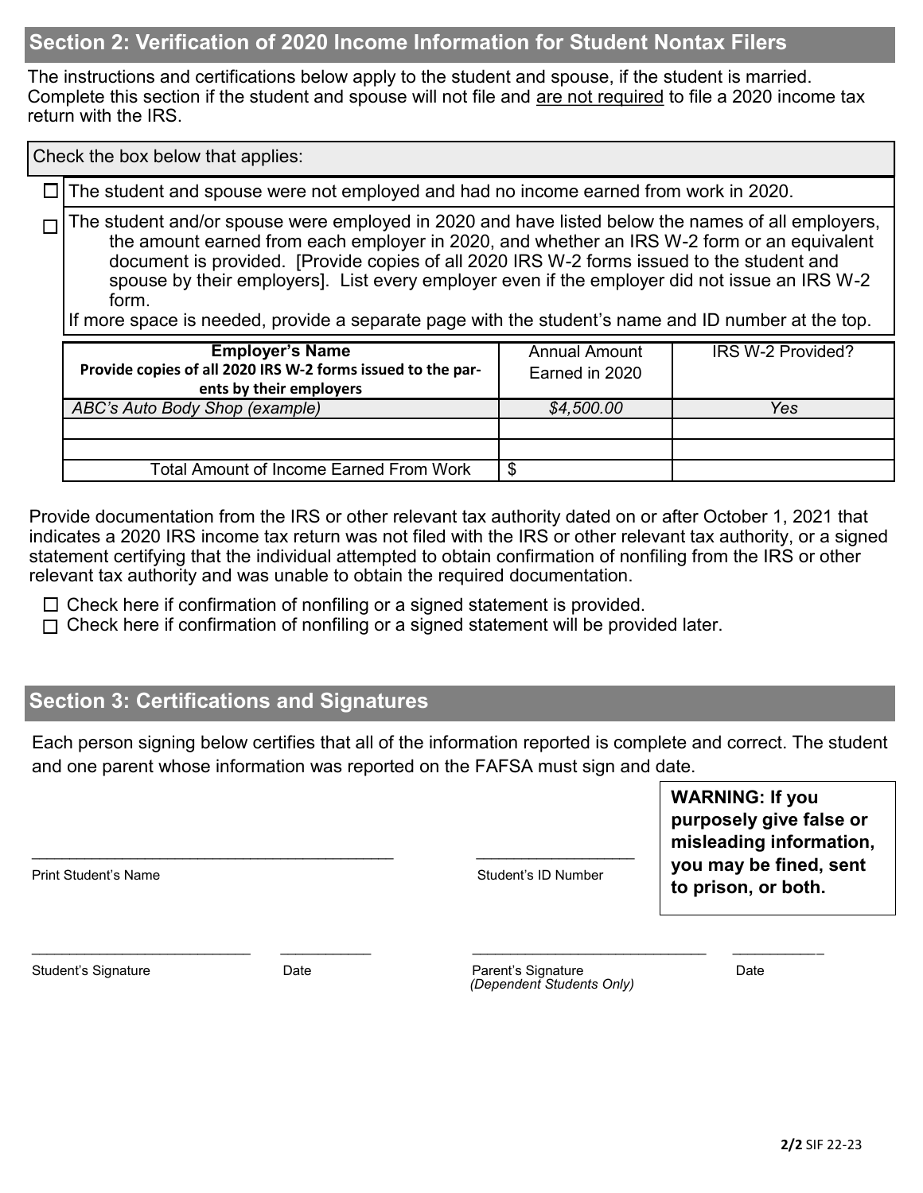## Section 2: Verification of 2020 Income Information for Student Nontax Filers

The instructions and certifications below apply to the student and spouse, if the student is married. Complete this section if the student and spouse will not file and are not required to file a 2020 income tax return with the IRS.

Check the box below that applies:

☐ The student and spouse were not employed and had no income earned from work in 2020.

☐ The student and/or spouse were employed in 2020 and have listed below the names of all employers, the amount earned from each employer in 2020, and whether an IRS W-2 form or an equivalent document is provided. [Provide copies of all 2020 IRS W-2 forms issued to the student and spouse by their employers]. List every employer even if the employer did not issue an IRS W-2 form.

If more space is needed, provide a separate page with the student's name and ID number at the top.

| Employer's Name<br>**Provide copies of all 2020 IRS W-2 forms issued to the parents by their employers** | Annual Amount Earned in 2020 | IRS W-2 Provided? |
|---|---|---|
| *ABC's Auto Body Shop (example)* | *$4,500.00* | *Yes* |
| | | |
| | | |
| Total Amount of Income Earned From Work | $ | |

Provide documentation from the IRS or other relevant tax authority dated on or after October 1, 2021 that indicates a 2020 IRS income tax return was not filed with the IRS or other relevant tax authority, or a signed statement certifying that the individual attempted to obtain confirmation of nonfiling from the IRS or other relevant tax authority and was unable to obtain the required documentation.

☐ Check here if confirmation of nonfiling or a signed statement is provided.

☐ Check here if confirmation of nonfiling or a signed statement will be provided later.

## Section 3: Certifications and Signatures

Each person signing below certifies that all of the information reported is complete and correct. The student and one parent whose information was reported on the FAFSA must sign and date.

**WARNING: If you purposely give false or misleading information, you may be fined, sent to prison, or both.**

\_\_\_\_\_\_\_\_\_\_\_\_\_\_\_\_\_\_\_\_\_\_\_\_\_\_\_\_\_\_\_\_\_\_\_\_\_\_\_\_ Print Student's Name

\_\_\_\_\_\_\_\_\_\_\_\_\_\_\_\_\_\_ Student's ID Number

\_\_\_\_\_\_\_\_\_\_\_\_\_\_\_\_\_\_\_\_\_\_\_\_\_ Student's Signature

\_\_\_\_\_\_\_\_\_\_ Date

\_\_\_\_\_\_\_\_\_\_\_\_\_\_\_\_\_\_\_\_\_\_\_\_\_\_ Parent's Signature *(Dependent Students Only)*

\_\_\_\_\_\_\_\_\_\_ Date

SIF 22-23